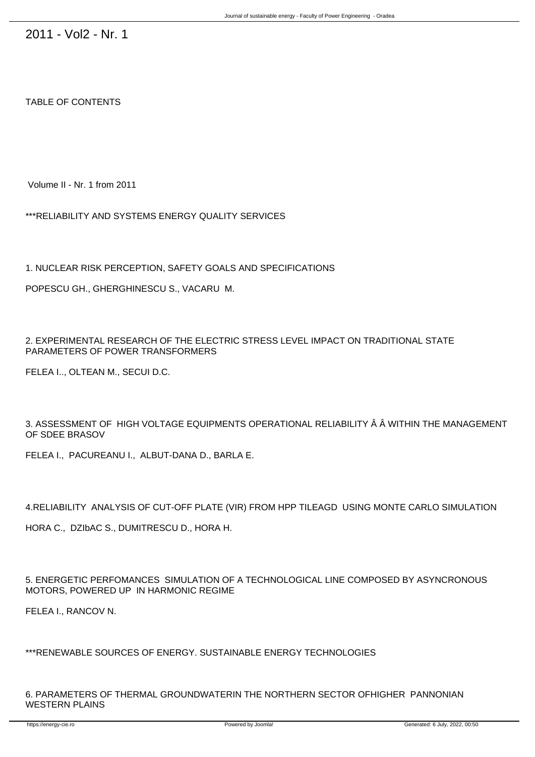# 2011 - Vol2 - Nr. 1

TABLE OF CONTENTS

Volume II - Nr. 1 from 2011

***RELIABILITY AND SYSTEMS ENERGY QUALITY SERVICES

1. NUCLEAR RISK PERCEPTION, SAFETY GOALS AND SPECIFICATIONS

POPESCU GH., GHERGHINESCU S., VACARU M.

2. EXPERIMENTAL RESEARCH OF THE ELECTRIC STRESS LEVEL IMPACT ON TRADITIONAL STATE PARAMETERS OF POWER TRANSFORMERS

FELEA I.., OLTEAN M., SECUI D.C.

3. ASSESSMENT OF HIGH VOLTAGE EQUIPMENTS OPERATIONAL RELIABILITY Â Â WITHIN THE MANAGEMENT OF SDEE BRASOV

FELEA I., PACUREANU I., ALBUT-DANA D., BARLA E.

4.RELIABILITY ANALYSIS OF CUT-OFF PLATE (VIR) FROM HPP TILEAGD USING MONTE CARLO SIMULATION

HORA C., DZIbAC S., DUMITRESCU D., HORA H.

5. ENERGETIC PERFOMANCES SIMULATION OF A TECHNOLOGICAL LINE COMPOSED BY ASYNCRONOUS MOTORS, POWERED UP IN HARMONIC REGIME

FELEA I., RANCOV N.

***RENEWABLE SOURCES OF ENERGY. SUSTAINABLE ENERGY TECHNOLOGIES

6. PARAMETERS OF THERMAL GROUNDWATERIN THE NORTHERN SECTOR OFHIGHER PANNONIAN WESTERN PLAINS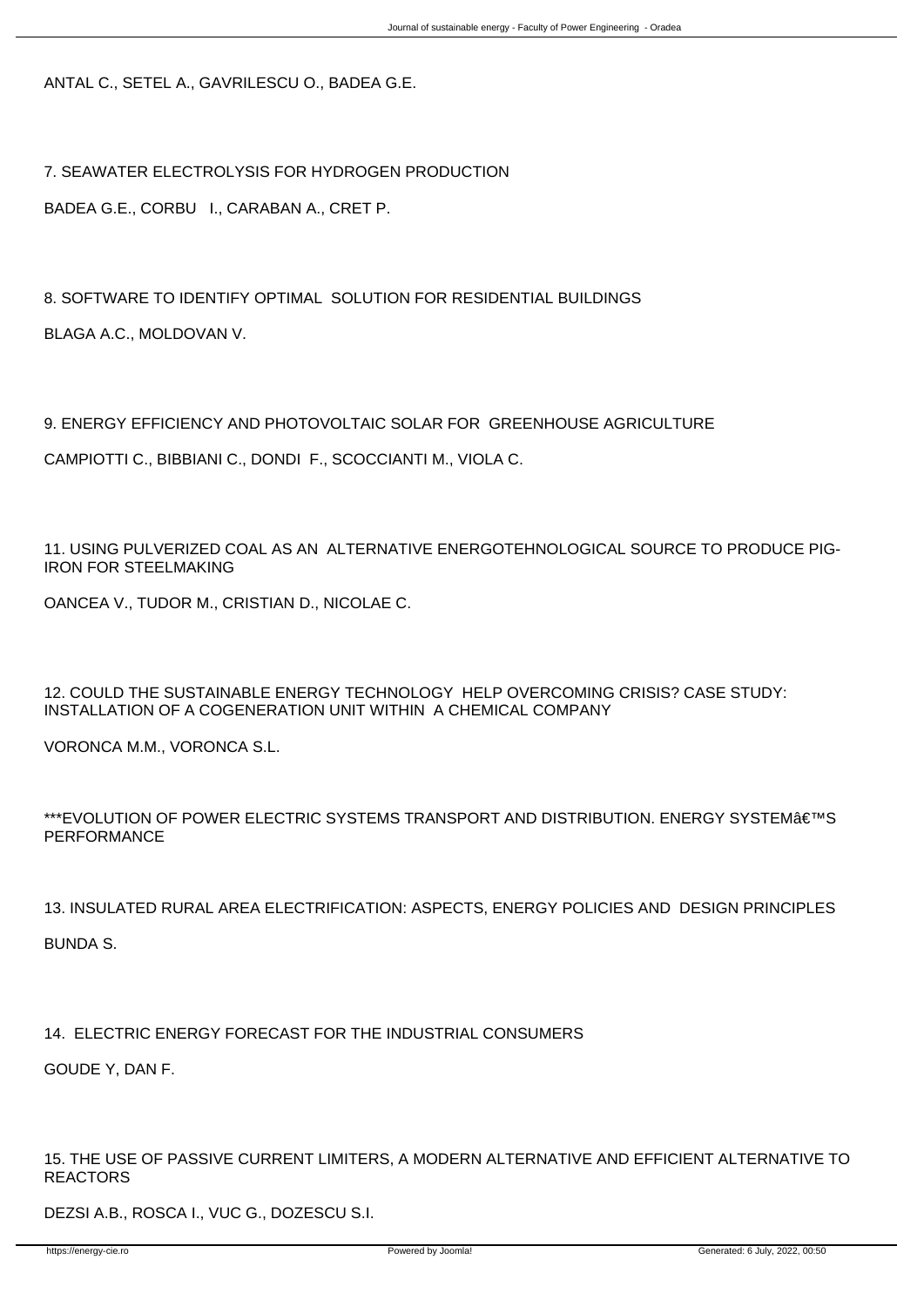ANTAL C., SETEL A., GAVRILESCU O., BADEA G.E.

7. SEAWATER ELECTROLYSIS FOR HYDROGEN PRODUCTION

BADEA G.E., CORBU I., CARABAN A., CRET P.

8. SOFTWARE TO IDENTIFY OPTIMAL SOLUTION FOR RESIDENTIAL BUILDINGS

BLAGA A.C., MOLDOVAN V.

9. ENERGY EFFICIENCY AND PHOTOVOLTAIC SOLAR FOR GREENHOUSE AGRICULTURE

CAMPIOTTI C., BIBBIANI C., DONDI F., SCOCCIANTI M., VIOLA C.

11. USING PULVERIZED COAL AS AN ALTERNATIVE ENERGOTEHNOLOGICAL SOURCE TO PRODUCE PIG-IRON FOR STEELMAKING

OANCEA V., TUDOR M., CRISTIAN D., NICOLAE C.

12. COULD THE SUSTAINABLE ENERGY TECHNOLOGY HELP OVERCOMING CRISIS? CASE STUDY: INSTALLATION OF A COGENERATION UNIT WITHIN A CHEMICAL COMPANY

VORONCA M.M., VORONCA S.L.

***EVOLUTION OF POWER ELECTRIC SYSTEMS TRANSPORT AND DISTRIBUTION. ENERGY SYSTEMâ€™S PERFORMANCE

13. INSULATED RURAL AREA ELECTRIFICATION: ASPECTS, ENERGY POLICIES AND DESIGN PRINCIPLES

BUNDA S.

14. ELECTRIC ENERGY FORECAST FOR THE INDUSTRIAL CONSUMERS

GOUDE Y, DAN F.

15. THE USE OF PASSIVE CURRENT LIMITERS, A MODERN ALTERNATIVE AND EFFICIENT ALTERNATIVE TO REACTORS

DEZSI A.B., ROSCA I., VUC G., DOZESCU S.I.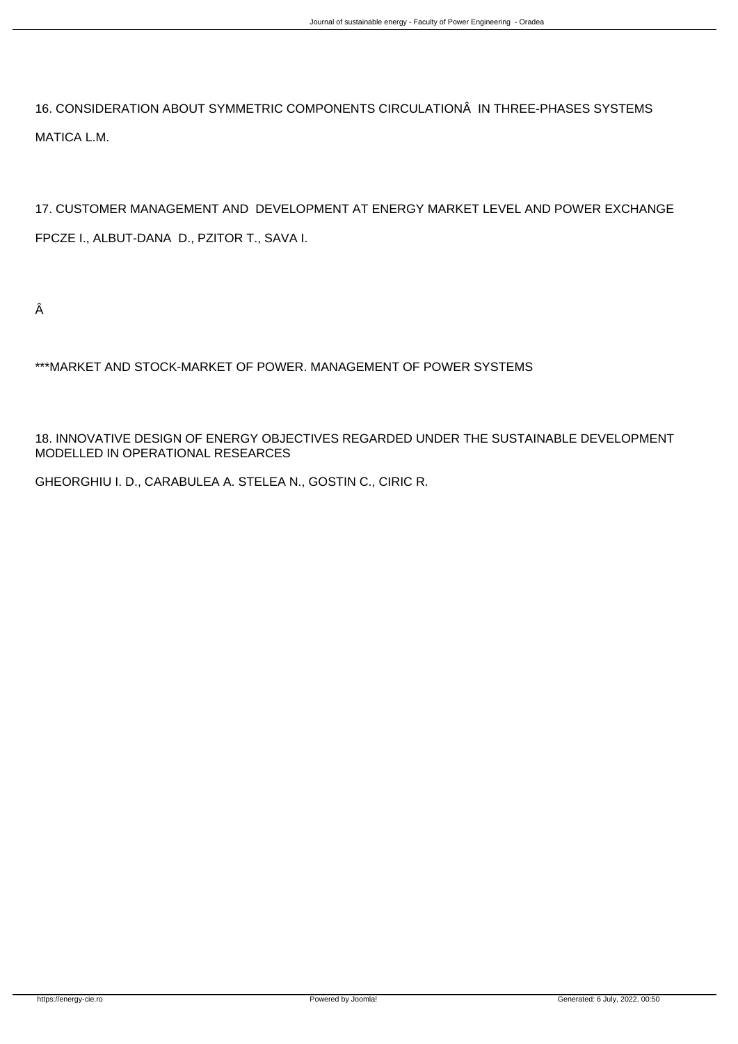16. CONSIDERATION ABOUT SYMMETRIC COMPONENTS CIRCULATIONÂ  IN THREE-PHASES SYSTEMS

MATICA L.M.

17. CUSTOMER MANAGEMENT AND  DEVELOPMENT AT ENERGY MARKET LEVEL AND POWER EXCHANGE

FPCZE I., ALBUT-DANA  D., PZITOR T., SAVA I.

Â

***MARKET AND STOCK-MARKET OF POWER. MANAGEMENT OF POWER SYSTEMS

18. INNOVATIVE DESIGN OF ENERGY OBJECTIVES REGARDED UNDER THE SUSTAINABLE DEVELOPMENT MODELLED IN OPERATIONAL RESEARCES

GHEORGHIU I. D., CARABULEA A. STELEA N., GOSTIN C., CIRIC R.